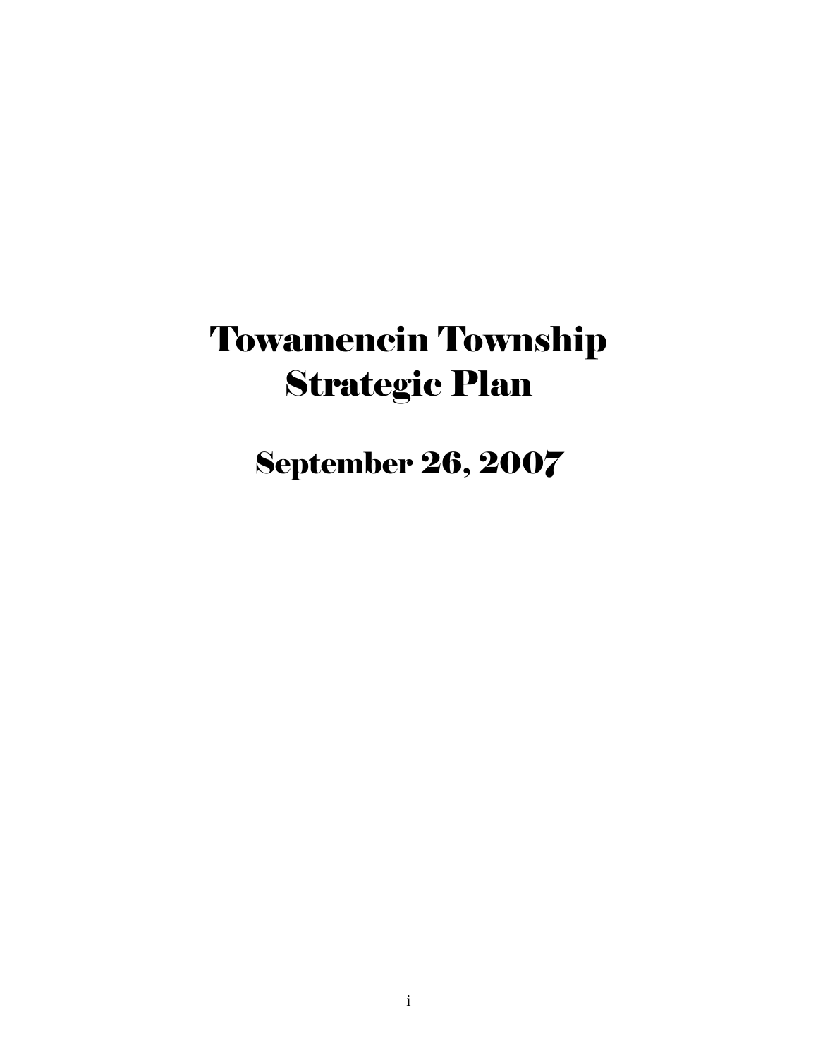# Towamencin Township Strategic Plan

## September 26, 2007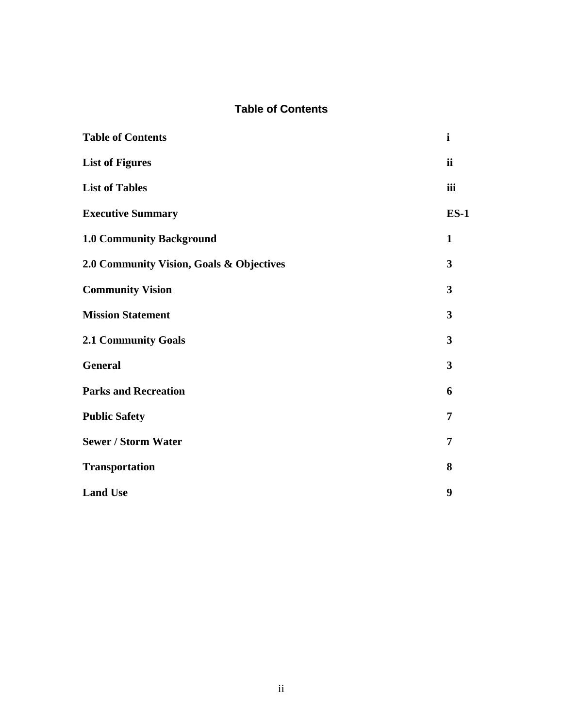# Table of Contents

| | |
|---|---|
| **Table of Contents** | **i** |
| **List of Figures** | **ii** |
| **List of Tables** | **iii** |
| **Executive Summary** | **ES-1** |
| **1.0 Community Background** | **1** |
| **2.0 Community Vision, Goals & Objectives** | **3** |
| **Community Vision** | **3** |
| **Mission Statement** | **3** |
| **2.1 Community Goals** | **3** |
| **General** | **3** |
| **Parks and Recreation** | **6** |
| **Public Safety** | **7** |
| **Sewer / Storm Water** | **7** |
| **Transportation** | **8** |
| **Land Use** | **9** |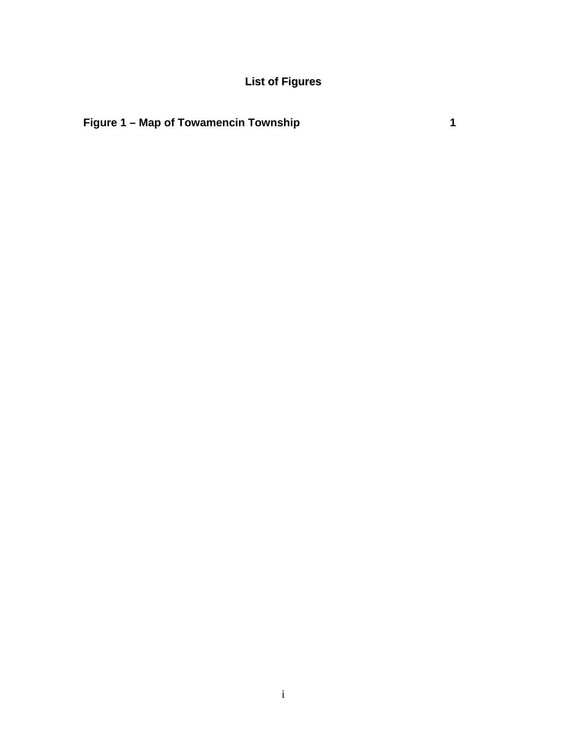# List of Figures

**Figure 1 – Map of Towamencin Township 1**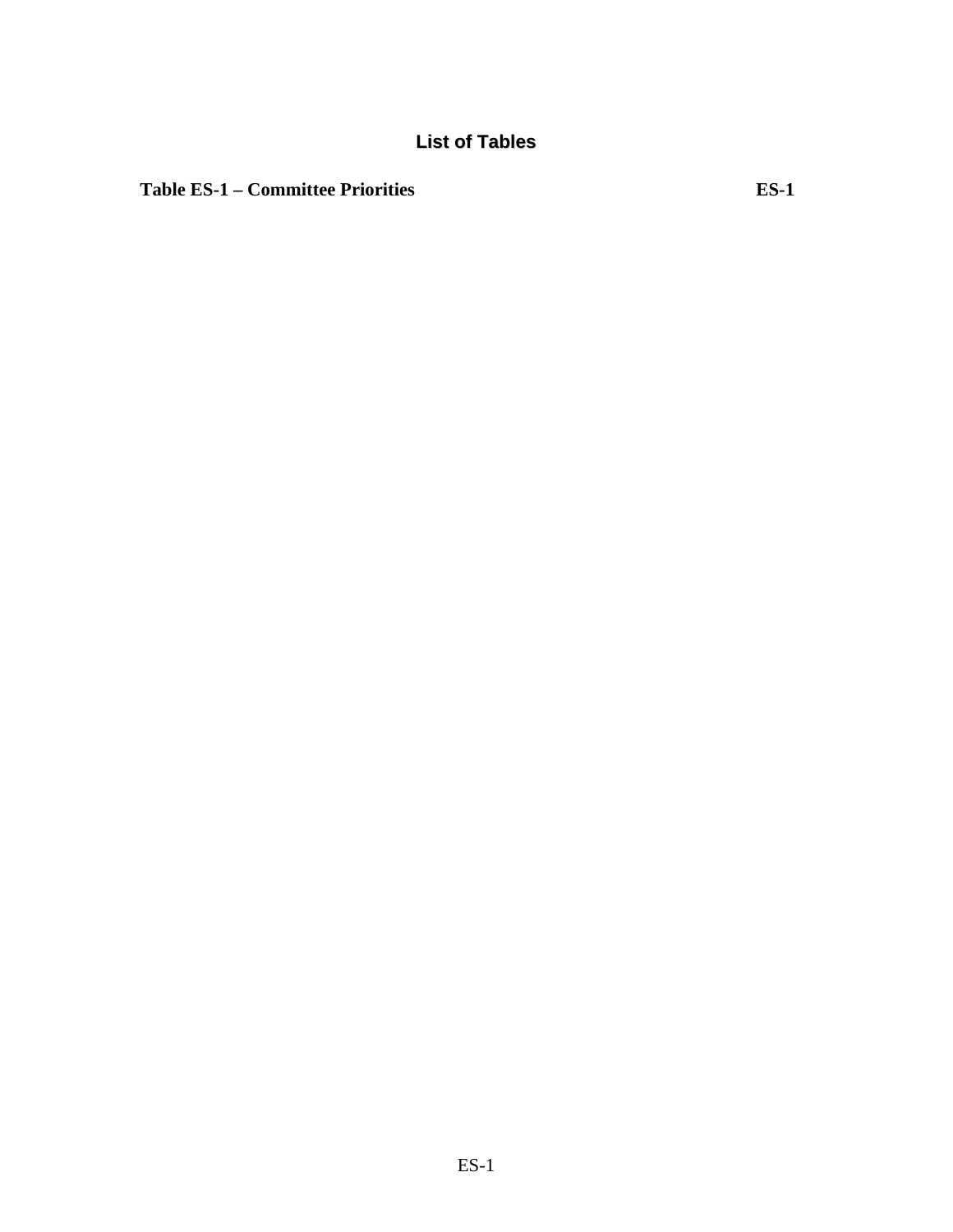## List of Tables

**Table ES-1 – Committee Priorities** **ES-1**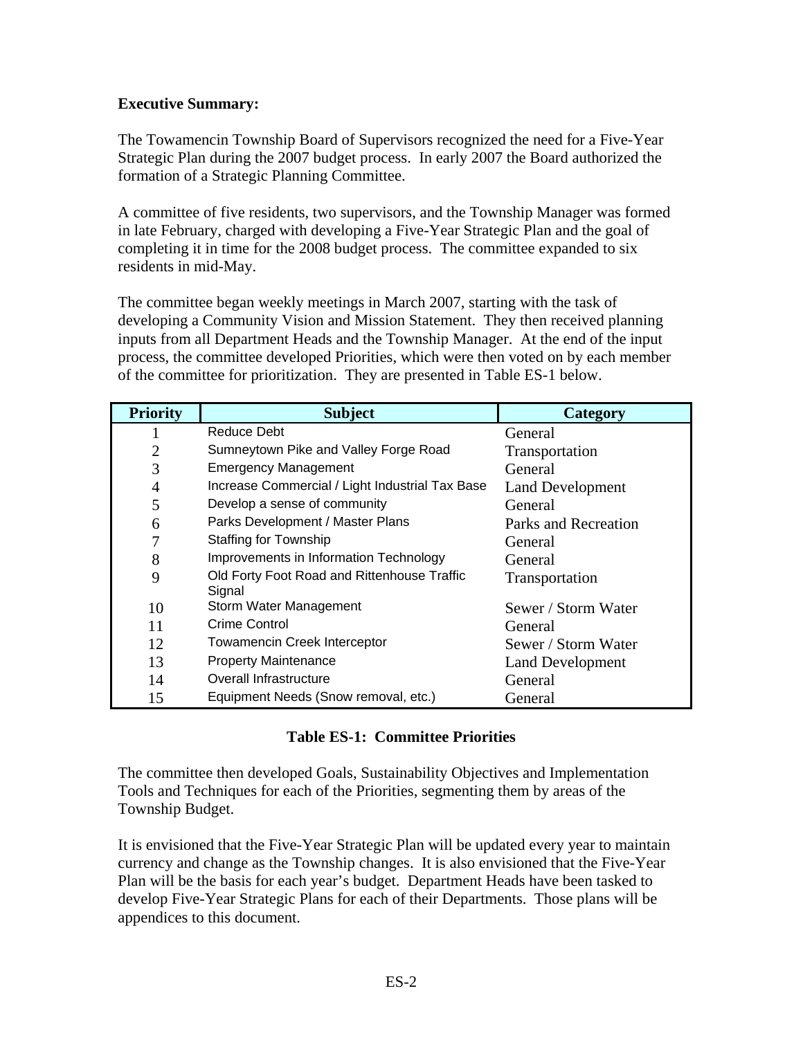**Executive Summary:**

The Towamencin Township Board of Supervisors recognized the need for a Five-Year Strategic Plan during the 2007 budget process. In early 2007 the Board authorized the formation of a Strategic Planning Committee.

A committee of five residents, two supervisors, and the Township Manager was formed in late February, charged with developing a Five-Year Strategic Plan and the goal of completing it in time for the 2008 budget process. The committee expanded to six residents in mid-May.

The committee began weekly meetings in March 2007, starting with the task of developing a Community Vision and Mission Statement. They then received planning inputs from all Department Heads and the Township Manager. At the end of the input process, the committee developed Priorities, which were then voted on by each member of the committee for prioritization. They are presented in Table ES-1 below.

| Priority | Subject | Category |
|---|---|---|
| 1 | Reduce Debt | General |
| 2 | Sumneytown Pike and Valley Forge Road | Transportation |
| 3 | Emergency Management | General |
| 4 | Increase Commercial / Light Industrial Tax Base | Land Development |
| 5 | Develop a sense of community | General |
| 6 | Parks Development / Master Plans | Parks and Recreation |
| 7 | Staffing for Township | General |
| 8 | Improvements in Information Technology | General |
| 9 | Old Forty Foot Road and Rittenhouse Traffic Signal | Transportation |
| 10 | Storm Water Management | Sewer / Storm Water |
| 11 | Crime Control | General |
| 12 | Towamencin Creek Interceptor | Sewer / Storm Water |
| 13 | Property Maintenance | Land Development |
| 14 | Overall Infrastructure | General |
| 15 | Equipment Needs (Snow removal, etc.) | General |

**Table ES-1: Committee Priorities**

The committee then developed Goals, Sustainability Objectives and Implementation Tools and Techniques for each of the Priorities, segmenting them by areas of the Township Budget.

It is envisioned that the Five-Year Strategic Plan will be updated every year to maintain currency and change as the Township changes. It is also envisioned that the Five-Year Plan will be the basis for each year's budget. Department Heads have been tasked to develop Five-Year Strategic Plans for each of their Departments. Those plans will be appendices to this document.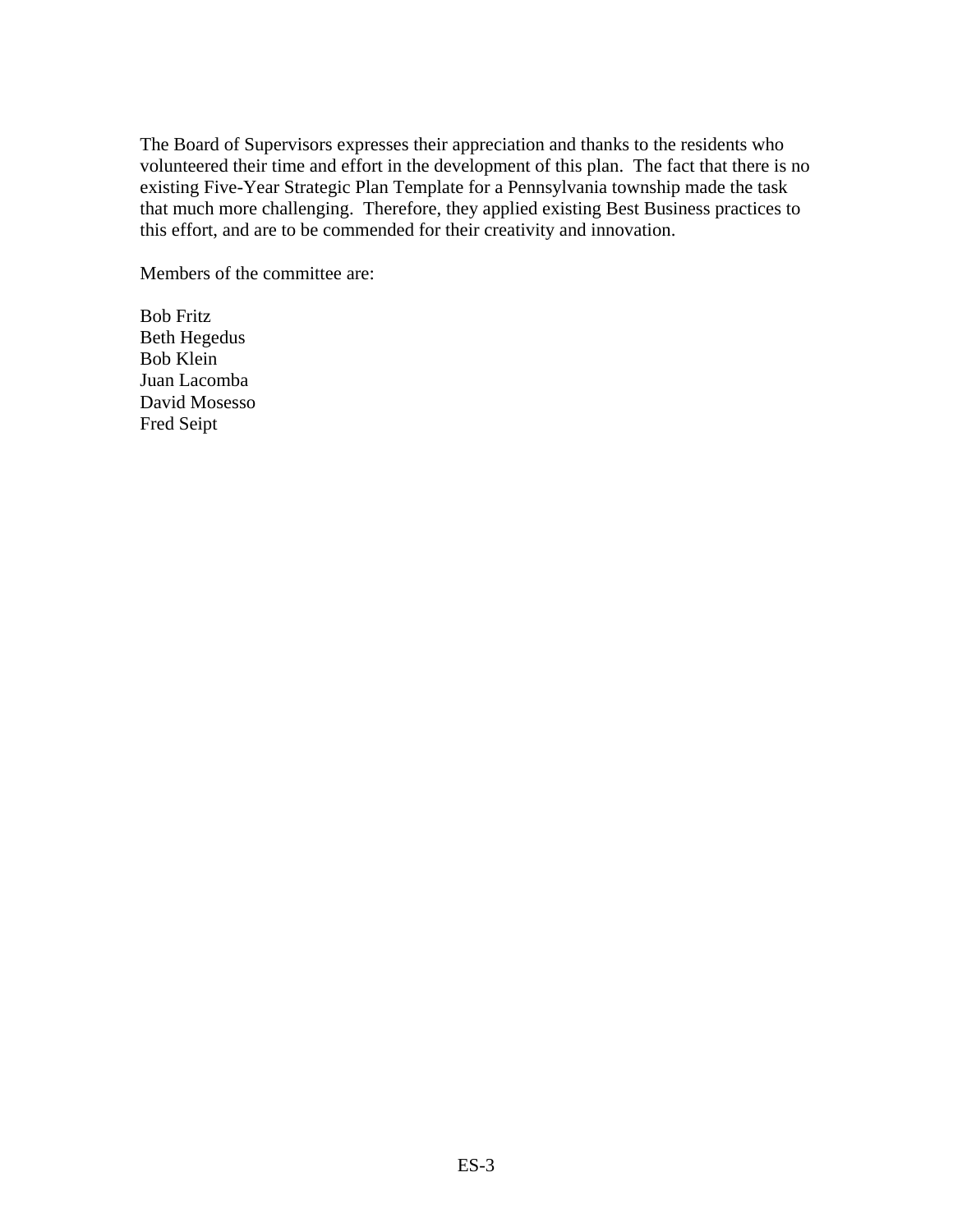The Board of Supervisors expresses their appreciation and thanks to the residents who volunteered their time and effort in the development of this plan. The fact that there is no existing Five-Year Strategic Plan Template for a Pennsylvania township made the task that much more challenging. Therefore, they applied existing Best Business practices to this effort, and are to be commended for their creativity and innovation.

Members of the committee are:

Bob Fritz
Beth Hegedus
Bob Klein
Juan Lacomba
David Mosesso
Fred Seipt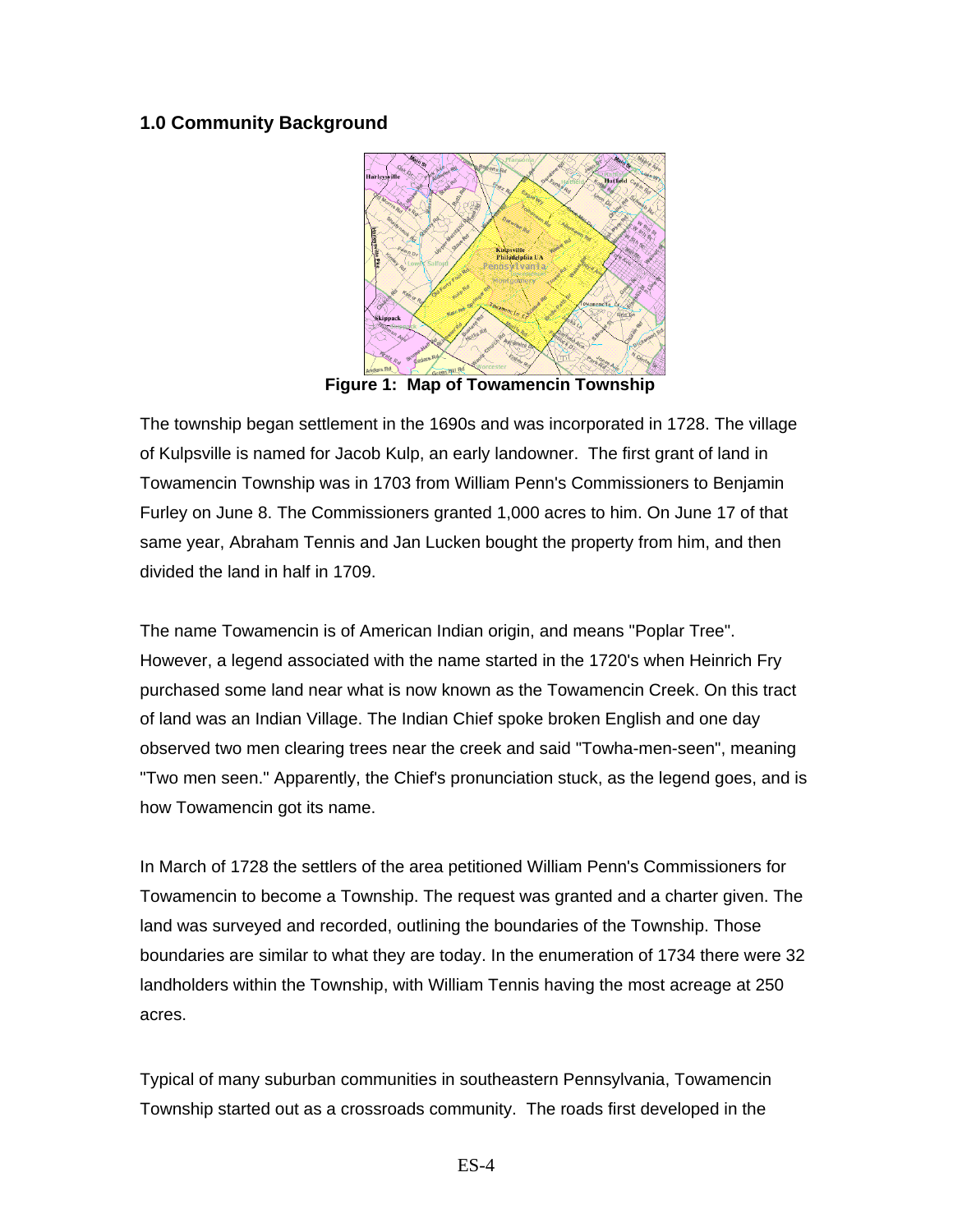## 1.0 Community Background

**Figure 1: Map of Towamencin Township**

The township began settlement in the 1690s and was incorporated in 1728. The village of Kulpsville is named for Jacob Kulp, an early landowner. The first grant of land in Towamencin Township was in 1703 from William Penn's Commissioners to Benjamin Furley on June 8. The Commissioners granted 1,000 acres to him. On June 17 of that same year, Abraham Tennis and Jan Lucken bought the property from him, and then divided the land in half in 1709.

The name Towamencin is of American Indian origin, and means "Poplar Tree". However, a legend associated with the name started in the 1720's when Heinrich Fry purchased some land near what is now known as the Towamencin Creek. On this tract of land was an Indian Village. The Indian Chief spoke broken English and one day observed two men clearing trees near the creek and said "Towha-men-seen", meaning "Two men seen." Apparently, the Chief's pronunciation stuck, as the legend goes, and is how Towamencin got its name.

In March of 1728 the settlers of the area petitioned William Penn's Commissioners for Towamencin to become a Township. The request was granted and a charter given. The land was surveyed and recorded, outlining the boundaries of the Township. Those boundaries are similar to what they are today. In the enumeration of 1734 there were 32 landholders within the Township, with William Tennis having the most acreage at 250 acres.

Typical of many suburban communities in southeastern Pennsylvania, Towamencin Township started out as a crossroads community. The roads first developed in the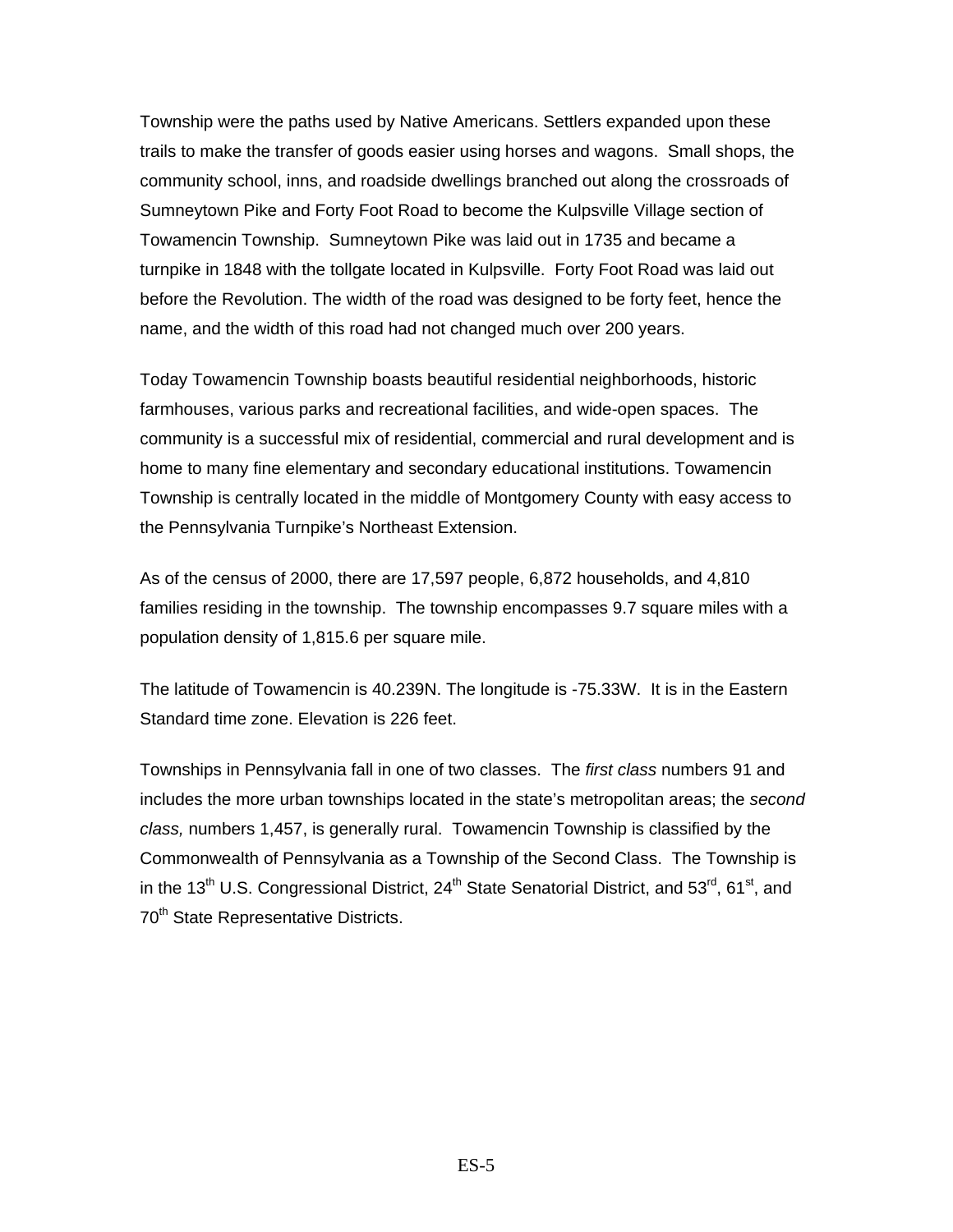Township were the paths used by Native Americans. Settlers expanded upon these trails to make the transfer of goods easier using horses and wagons. Small shops, the community school, inns, and roadside dwellings branched out along the crossroads of Sumneytown Pike and Forty Foot Road to become the Kulpsville Village section of Towamencin Township. Sumneytown Pike was laid out in 1735 and became a turnpike in 1848 with the tollgate located in Kulpsville. Forty Foot Road was laid out before the Revolution. The width of the road was designed to be forty feet, hence the name, and the width of this road had not changed much over 200 years.

Today Towamencin Township boasts beautiful residential neighborhoods, historic farmhouses, various parks and recreational facilities, and wide-open spaces. The community is a successful mix of residential, commercial and rural development and is home to many fine elementary and secondary educational institutions. Towamencin Township is centrally located in the middle of Montgomery County with easy access to the Pennsylvania Turnpike's Northeast Extension.

As of the census of 2000, there are 17,597 people, 6,872 households, and 4,810 families residing in the township. The township encompasses 9.7 square miles with a population density of 1,815.6 per square mile.

The latitude of Towamencin is 40.239N. The longitude is -75.33W. It is in the Eastern Standard time zone. Elevation is 226 feet.

Townships in Pennsylvania fall in one of two classes. The *first class* numbers 91 and includes the more urban townships located in the state's metropolitan areas; the *second class,* numbers 1,457, is generally rural. Towamencin Township is classified by the Commonwealth of Pennsylvania as a Township of the Second Class. The Township is in the 13th U.S. Congressional District, 24th State Senatorial District, and 53rd, 61st, and 70th State Representative Districts.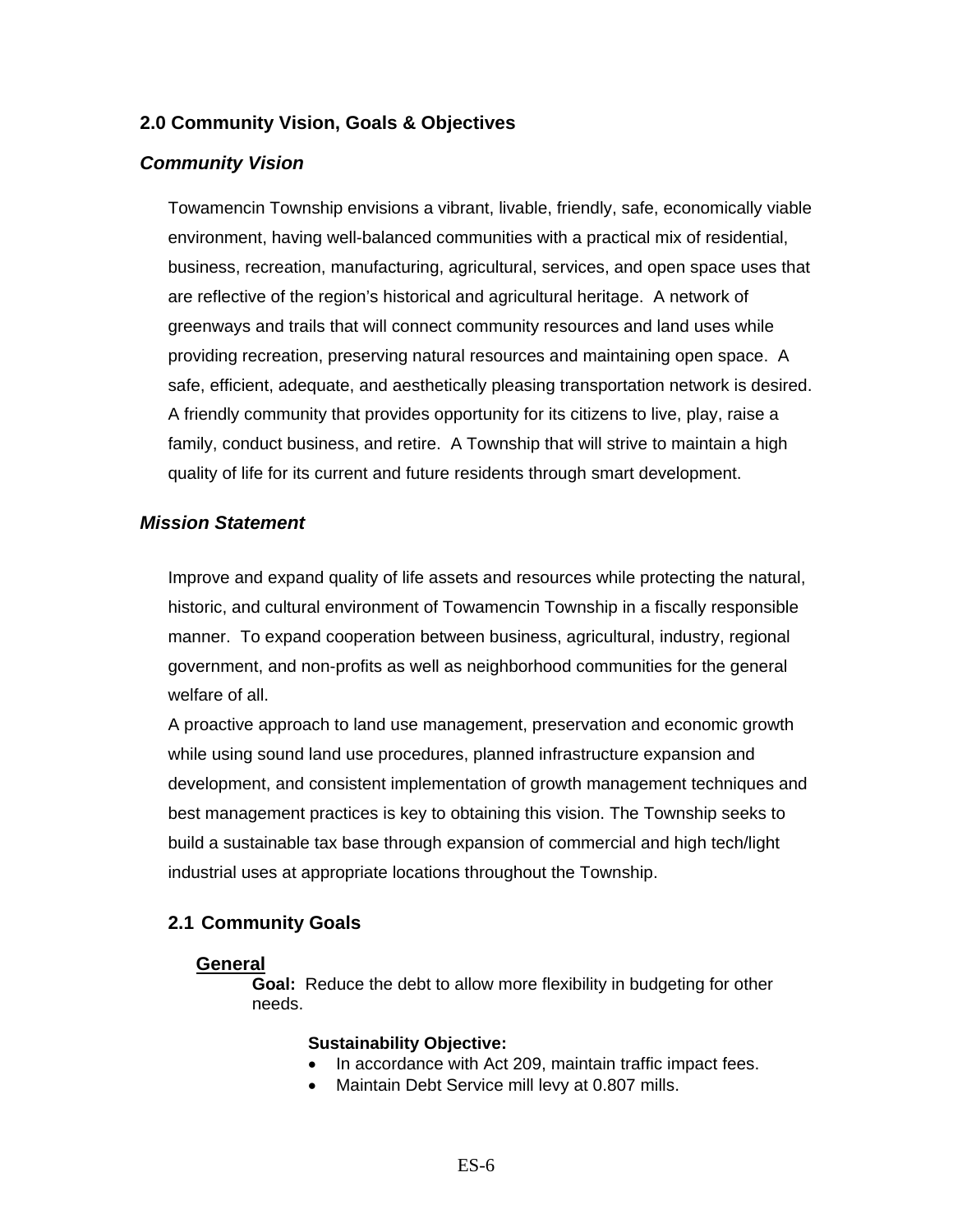## 2.0 Community Vision, Goals & Objectives

### *Community Vision*

Towamencin Township envisions a vibrant, livable, friendly, safe, economically viable environment, having well-balanced communities with a practical mix of residential, business, recreation, manufacturing, agricultural, services, and open space uses that are reflective of the region's historical and agricultural heritage. A network of greenways and trails that will connect community resources and land uses while providing recreation, preserving natural resources and maintaining open space. A safe, efficient, adequate, and aesthetically pleasing transportation network is desired. A friendly community that provides opportunity for its citizens to live, play, raise a family, conduct business, and retire. A Township that will strive to maintain a high quality of life for its current and future residents through smart development.

### *Mission Statement*

Improve and expand quality of life assets and resources while protecting the natural, historic, and cultural environment of Towamencin Township in a fiscally responsible manner. To expand cooperation between business, agricultural, industry, regional government, and non-profits as well as neighborhood communities for the general welfare of all.

A proactive approach to land use management, preservation and economic growth while using sound land use procedures, planned infrastructure expansion and development, and consistent implementation of growth management techniques and best management practices is key to obtaining this vision. The Township seeks to build a sustainable tax base through expansion of commercial and high tech/light industrial uses at appropriate locations throughout the Township.

### 2.1 Community Goals

**General**

**Goal:** Reduce the debt to allow more flexibility in budgeting for other needs.

**Sustainability Objective:**

- In accordance with Act 209, maintain traffic impact fees.
- Maintain Debt Service mill levy at 0.807 mills.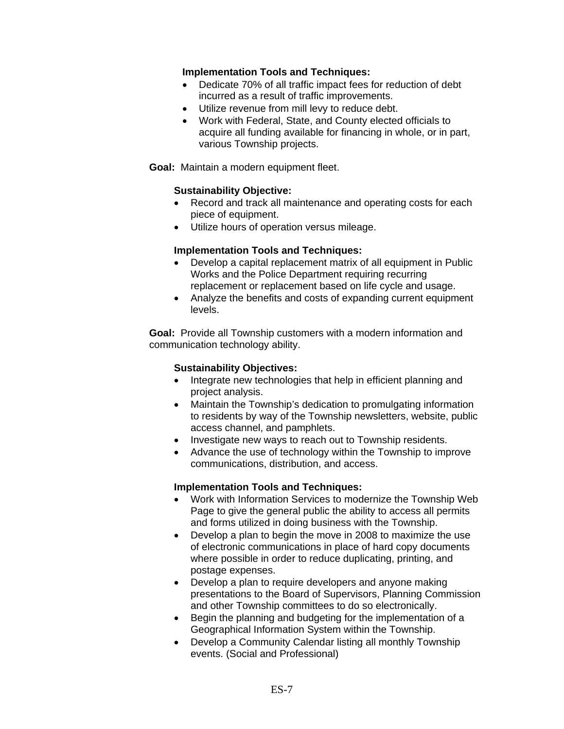**Implementation Tools and Techniques:**

- Dedicate 70% of all traffic impact fees for reduction of debt incurred as a result of traffic improvements.
- Utilize revenue from mill levy to reduce debt.
- Work with Federal, State, and County elected officials to acquire all funding available for financing in whole, or in part, various Township projects.

**Goal:** Maintain a modern equipment fleet.

**Sustainability Objective:**

- Record and track all maintenance and operating costs for each piece of equipment.
- Utilize hours of operation versus mileage.

**Implementation Tools and Techniques:**

- Develop a capital replacement matrix of all equipment in Public Works and the Police Department requiring recurring replacement or replacement based on life cycle and usage.
- Analyze the benefits and costs of expanding current equipment levels.

**Goal:** Provide all Township customers with a modern information and communication technology ability.

**Sustainability Objectives:**

- Integrate new technologies that help in efficient planning and project analysis.
- Maintain the Township's dedication to promulgating information to residents by way of the Township newsletters, website, public access channel, and pamphlets.
- Investigate new ways to reach out to Township residents.
- Advance the use of technology within the Township to improve communications, distribution, and access.

**Implementation Tools and Techniques:**

- Work with Information Services to modernize the Township Web Page to give the general public the ability to access all permits and forms utilized in doing business with the Township.
- Develop a plan to begin the move in 2008 to maximize the use of electronic communications in place of hard copy documents where possible in order to reduce duplicating, printing, and postage expenses.
- Develop a plan to require developers and anyone making presentations to the Board of Supervisors, Planning Commission and other Township committees to do so electronically.
- Begin the planning and budgeting for the implementation of a Geographical Information System within the Township.
- Develop a Community Calendar listing all monthly Township events. (Social and Professional)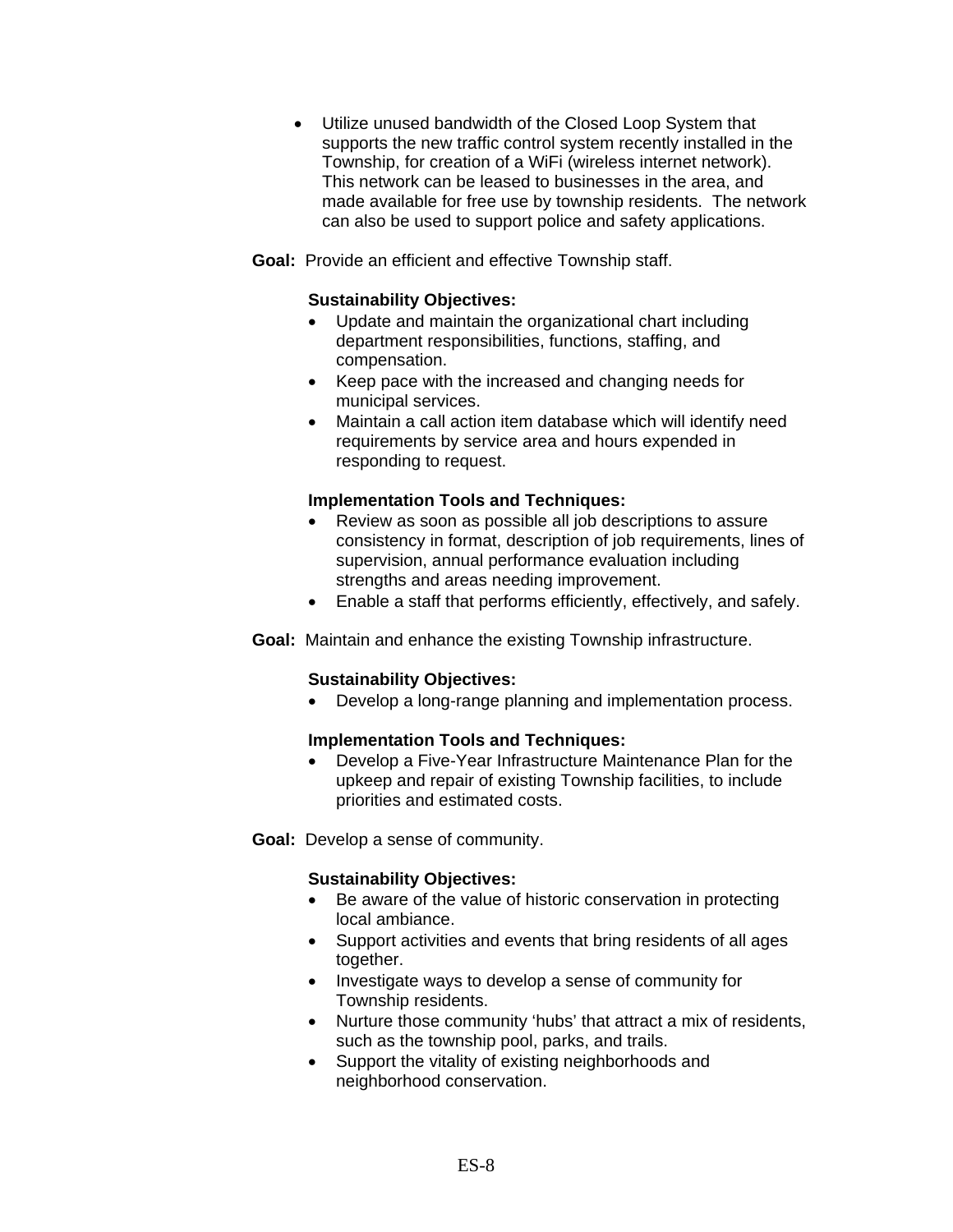- Utilize unused bandwidth of the Closed Loop System that supports the new traffic control system recently installed in the Township, for creation of a WiFi (wireless internet network). This network can be leased to businesses in the area, and made available for free use by township residents. The network can also be used to support police and safety applications.

**Goal:** Provide an efficient and effective Township staff.

**Sustainability Objectives:**

- Update and maintain the organizational chart including department responsibilities, functions, staffing, and compensation.
- Keep pace with the increased and changing needs for municipal services.
- Maintain a call action item database which will identify need requirements by service area and hours expended in responding to request.

**Implementation Tools and Techniques:**

- Review as soon as possible all job descriptions to assure consistency in format, description of job requirements, lines of supervision, annual performance evaluation including strengths and areas needing improvement.
- Enable a staff that performs efficiently, effectively, and safely.

**Goal:** Maintain and enhance the existing Township infrastructure.

**Sustainability Objectives:**

- Develop a long-range planning and implementation process.

**Implementation Tools and Techniques:**

- Develop a Five-Year Infrastructure Maintenance Plan for the upkeep and repair of existing Township facilities, to include priorities and estimated costs.

**Goal:** Develop a sense of community.

**Sustainability Objectives:**

- Be aware of the value of historic conservation in protecting local ambiance.
- Support activities and events that bring residents of all ages together.
- Investigate ways to develop a sense of community for Township residents.
- Nurture those community 'hubs' that attract a mix of residents, such as the township pool, parks, and trails.
- Support the vitality of existing neighborhoods and neighborhood conservation.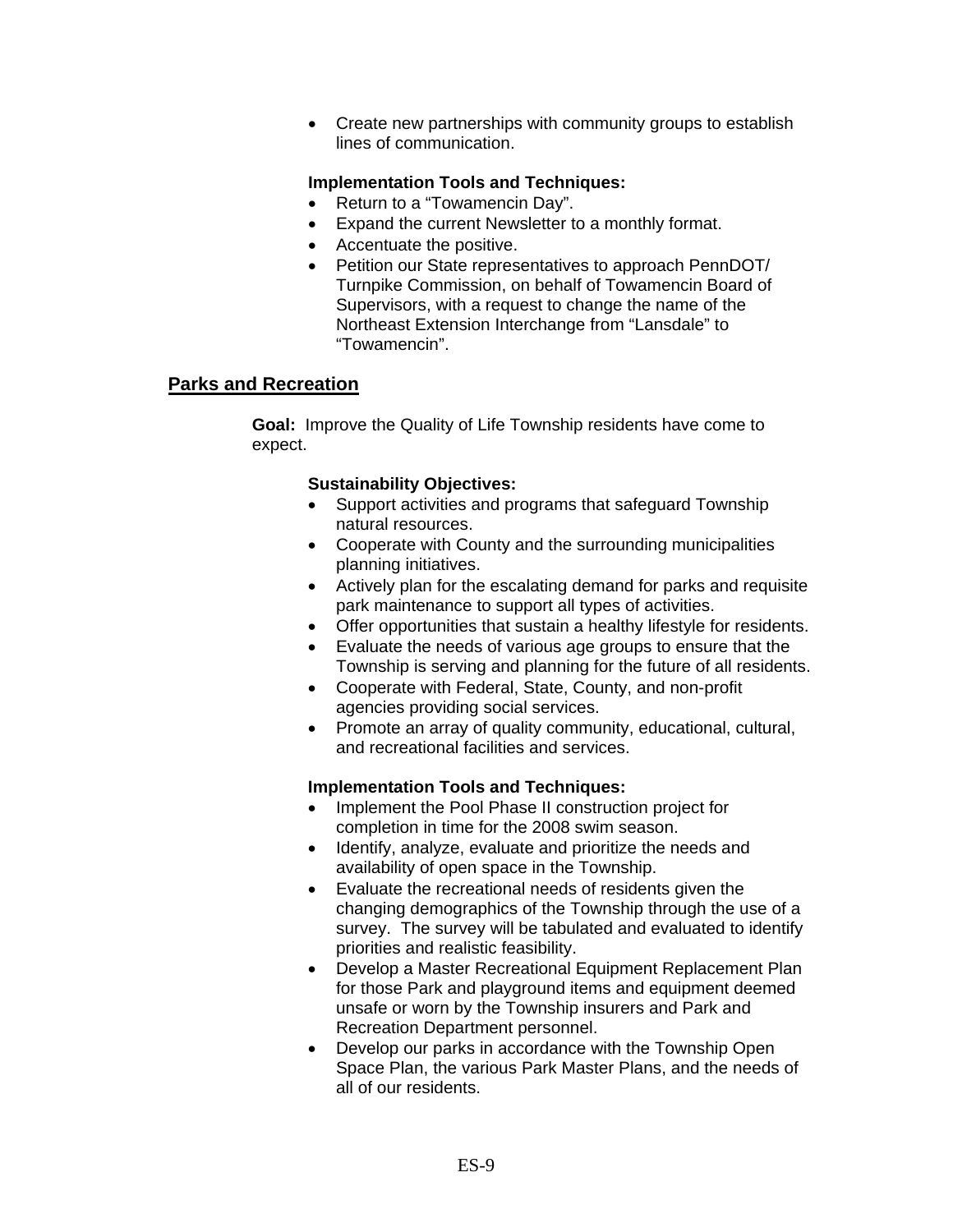- Create new partnerships with community groups to establish lines of communication.

**Implementation Tools and Techniques:**

- Return to a "Towamencin Day".
- Expand the current Newsletter to a monthly format.
- Accentuate the positive.
- Petition our State representatives to approach PennDOT/ Turnpike Commission, on behalf of Towamencin Board of Supervisors, with a request to change the name of the Northeast Extension Interchange from "Lansdale" to "Towamencin".

## Parks and Recreation

**Goal:** Improve the Quality of Life Township residents have come to expect.

**Sustainability Objectives:**

- Support activities and programs that safeguard Township natural resources.
- Cooperate with County and the surrounding municipalities planning initiatives.
- Actively plan for the escalating demand for parks and requisite park maintenance to support all types of activities.
- Offer opportunities that sustain a healthy lifestyle for residents.
- Evaluate the needs of various age groups to ensure that the Township is serving and planning for the future of all residents.
- Cooperate with Federal, State, County, and non-profit agencies providing social services.
- Promote an array of quality community, educational, cultural, and recreational facilities and services.

**Implementation Tools and Techniques:**

- Implement the Pool Phase II construction project for completion in time for the 2008 swim season.
- Identify, analyze, evaluate and prioritize the needs and availability of open space in the Township.
- Evaluate the recreational needs of residents given the changing demographics of the Township through the use of a survey. The survey will be tabulated and evaluated to identify priorities and realistic feasibility.
- Develop a Master Recreational Equipment Replacement Plan for those Park and playground items and equipment deemed unsafe or worn by the Township insurers and Park and Recreation Department personnel.
- Develop our parks in accordance with the Township Open Space Plan, the various Park Master Plans, and the needs of all of our residents.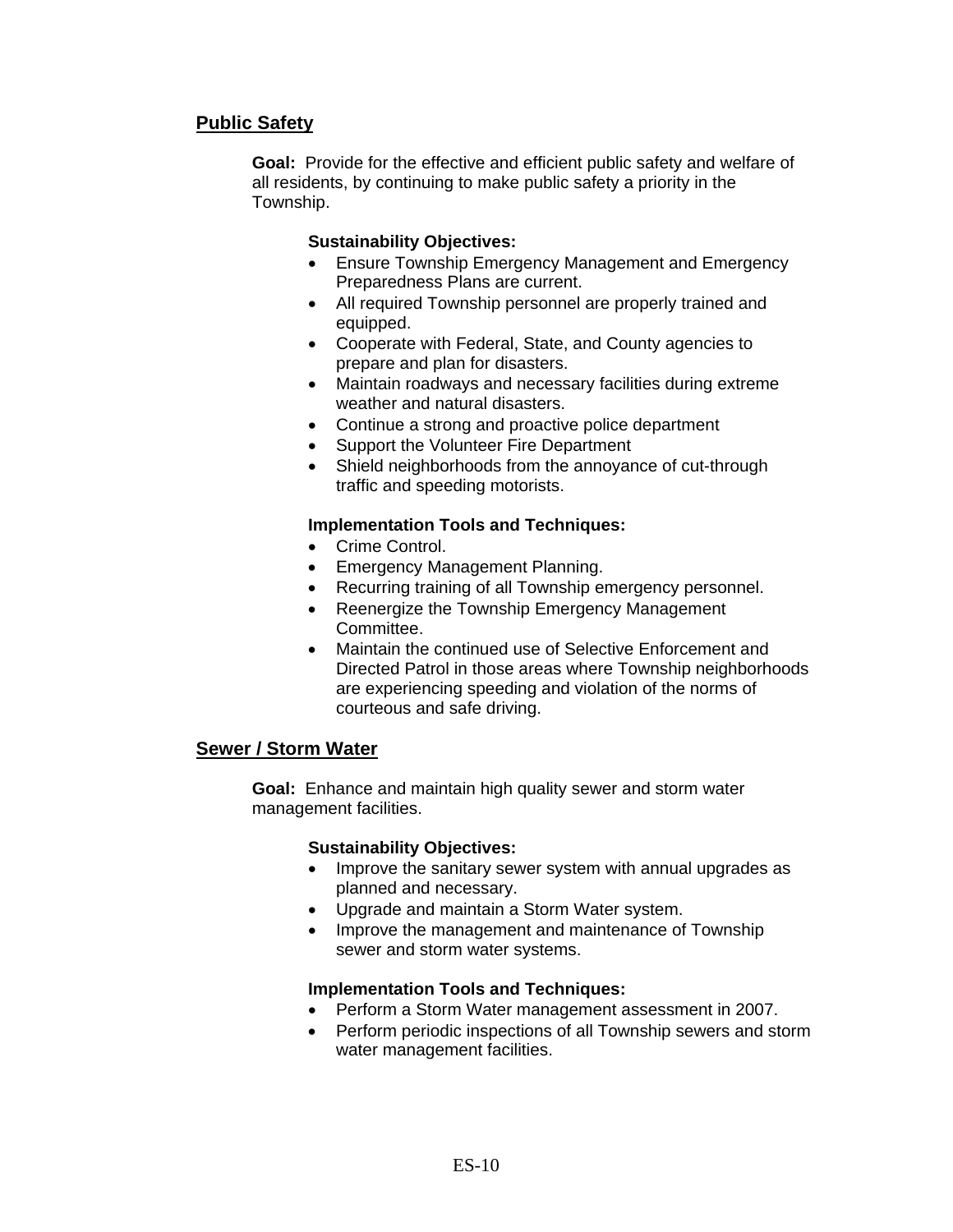## Public Safety

**Goal:** Provide for the effective and efficient public safety and welfare of all residents, by continuing to make public safety a priority in the Township.

**Sustainability Objectives:**

- Ensure Township Emergency Management and Emergency Preparedness Plans are current.
- All required Township personnel are properly trained and equipped.
- Cooperate with Federal, State, and County agencies to prepare and plan for disasters.
- Maintain roadways and necessary facilities during extreme weather and natural disasters.
- Continue a strong and proactive police department
- Support the Volunteer Fire Department
- Shield neighborhoods from the annoyance of cut-through traffic and speeding motorists.

**Implementation Tools and Techniques:**

- Crime Control.
- Emergency Management Planning.
- Recurring training of all Township emergency personnel.
- Reenergize the Township Emergency Management Committee.
- Maintain the continued use of Selective Enforcement and Directed Patrol in those areas where Township neighborhoods are experiencing speeding and violation of the norms of courteous and safe driving.

## Sewer / Storm Water

**Goal:** Enhance and maintain high quality sewer and storm water management facilities.

**Sustainability Objectives:**

- Improve the sanitary sewer system with annual upgrades as planned and necessary.
- Upgrade and maintain a Storm Water system.
- Improve the management and maintenance of Township sewer and storm water systems.

**Implementation Tools and Techniques:**

- Perform a Storm Water management assessment in 2007.
- Perform periodic inspections of all Township sewers and storm water management facilities.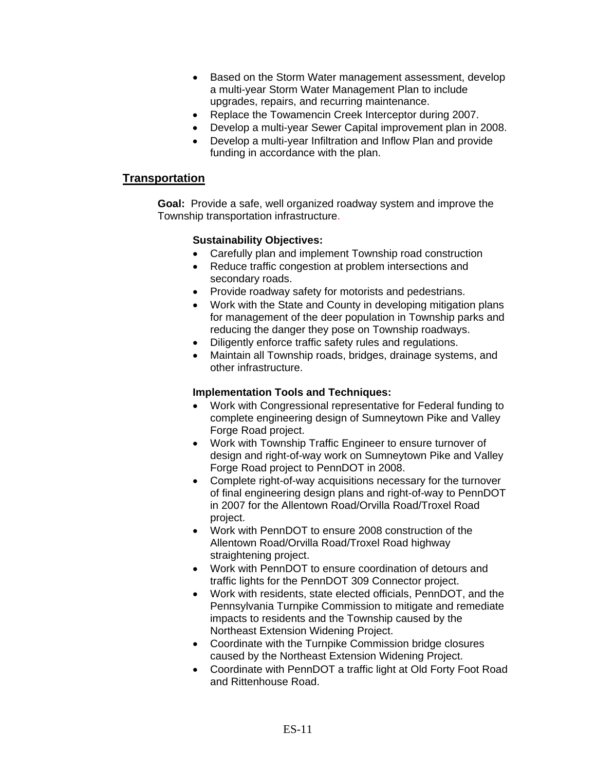- Based on the Storm Water management assessment, develop a multi-year Storm Water Management Plan to include upgrades, repairs, and recurring maintenance.
- Replace the Towamencin Creek Interceptor during 2007.
- Develop a multi-year Sewer Capital improvement plan in 2008.
- Develop a multi-year Infiltration and Inflow Plan and provide funding in accordance with the plan.

## Transportation

**Goal:** Provide a safe, well organized roadway system and improve the Township transportation infrastructure.

**Sustainability Objectives:**

- Carefully plan and implement Township road construction
- Reduce traffic congestion at problem intersections and secondary roads.
- Provide roadway safety for motorists and pedestrians.
- Work with the State and County in developing mitigation plans for management of the deer population in Township parks and reducing the danger they pose on Township roadways.
- Diligently enforce traffic safety rules and regulations.
- Maintain all Township roads, bridges, drainage systems, and other infrastructure.

**Implementation Tools and Techniques:**

- Work with Congressional representative for Federal funding to complete engineering design of Sumneytown Pike and Valley Forge Road project.
- Work with Township Traffic Engineer to ensure turnover of design and right-of-way work on Sumneytown Pike and Valley Forge Road project to PennDOT in 2008.
- Complete right-of-way acquisitions necessary for the turnover of final engineering design plans and right-of-way to PennDOT in 2007 for the Allentown Road/Orvilla Road/Troxel Road project.
- Work with PennDOT to ensure 2008 construction of the Allentown Road/Orvilla Road/Troxel Road highway straightening project.
- Work with PennDOT to ensure coordination of detours and traffic lights for the PennDOT 309 Connector project.
- Work with residents, state elected officials, PennDOT, and the Pennsylvania Turnpike Commission to mitigate and remediate impacts to residents and the Township caused by the Northeast Extension Widening Project.
- Coordinate with the Turnpike Commission bridge closures caused by the Northeast Extension Widening Project.
- Coordinate with PennDOT a traffic light at Old Forty Foot Road and Rittenhouse Road.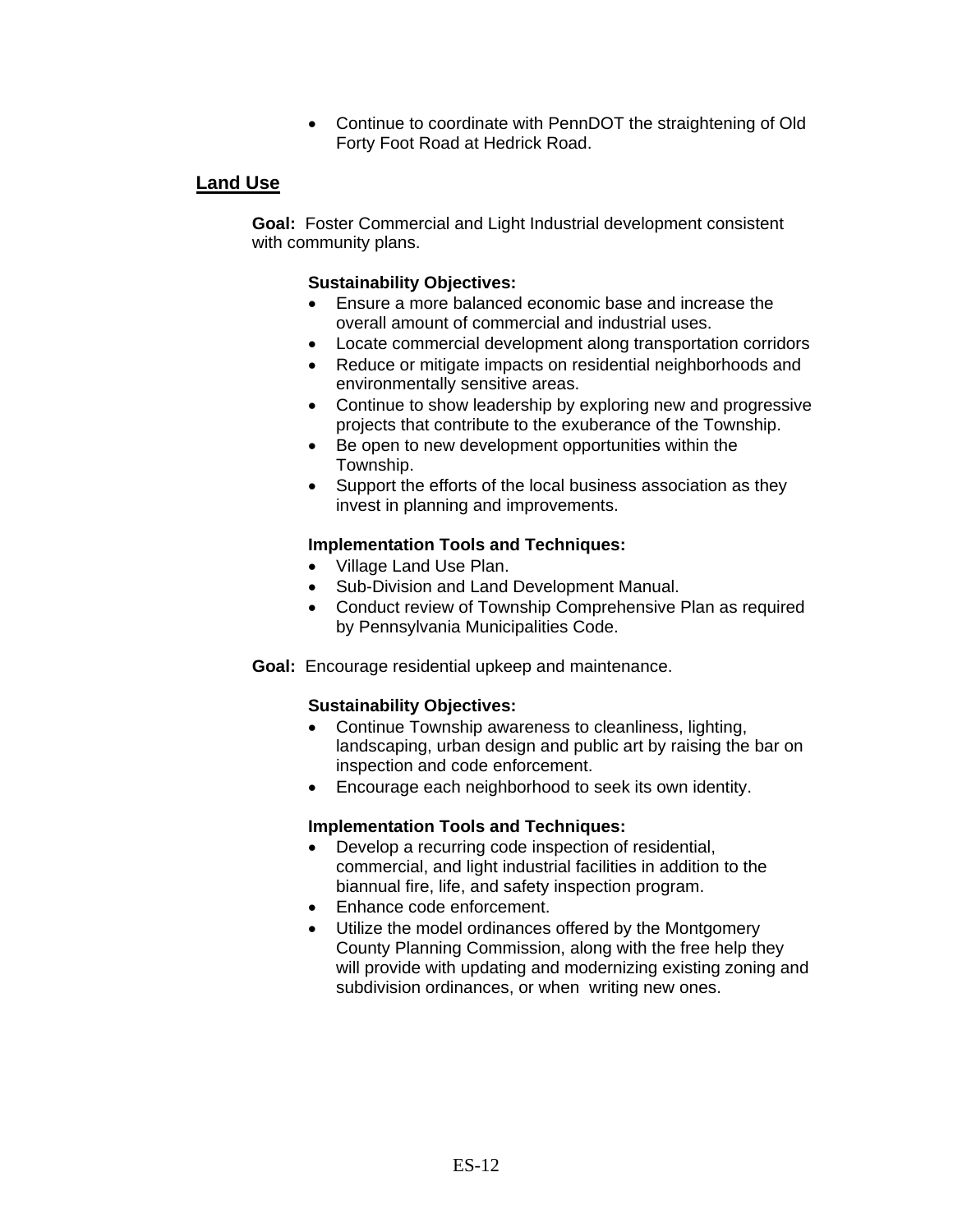- Continue to coordinate with PennDOT the straightening of Old Forty Foot Road at Hedrick Road.

## Land Use

**Goal:** Foster Commercial and Light Industrial development consistent with community plans.

**Sustainability Objectives:**

- Ensure a more balanced economic base and increase the overall amount of commercial and industrial uses.
- Locate commercial development along transportation corridors
- Reduce or mitigate impacts on residential neighborhoods and environmentally sensitive areas.
- Continue to show leadership by exploring new and progressive projects that contribute to the exuberance of the Township.
- Be open to new development opportunities within the Township.
- Support the efforts of the local business association as they invest in planning and improvements.

**Implementation Tools and Techniques:**

- Village Land Use Plan.
- Sub-Division and Land Development Manual.
- Conduct review of Township Comprehensive Plan as required by Pennsylvania Municipalities Code.

**Goal:** Encourage residential upkeep and maintenance.

**Sustainability Objectives:**

- Continue Township awareness to cleanliness, lighting, landscaping, urban design and public art by raising the bar on inspection and code enforcement.
- Encourage each neighborhood to seek its own identity.

**Implementation Tools and Techniques:**

- Develop a recurring code inspection of residential, commercial, and light industrial facilities in addition to the biannual fire, life, and safety inspection program.
- Enhance code enforcement.
- Utilize the model ordinances offered by the Montgomery County Planning Commission, along with the free help they will provide with updating and modernizing existing zoning and subdivision ordinances, or when writing new ones.